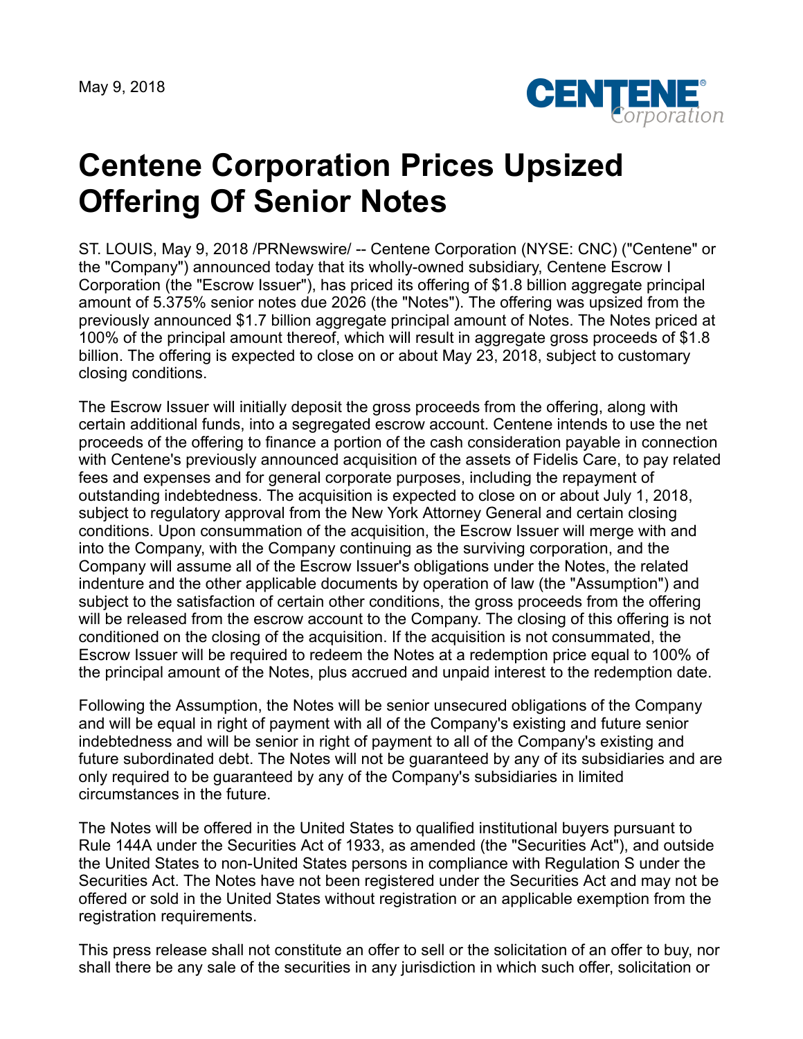May 9, 2018

# Centene Corporation Prices Upsized Offering Of Senior Notes

ST. LOUIS, May 9, 2018 /PRNewswire/ -- Centene Corporation (NYSE: CNC) ("Centene" or the "Company") announced today that its wholly-owned subsidiary, Centene Escrow I Corporation (the "Escrow Issuer"), has priced its offering of $1.8 billion aggregate principal amount of 5.375% senior notes due 2026 (the "Notes"). The offering was upsized from the previously announced $1.7 billion aggregate principal amount of Notes. The Notes priced at 100% of the principal amount thereof, which will result in aggregate gross proceeds of $1.8 billion. The offering is expected to close on or about May 23, 2018, subject to customary closing conditions.

The Escrow Issuer will initially deposit the gross proceeds from the offering, along with certain additional funds, into a segregated escrow account. Centene intends to use the net proceeds of the offering to finance a portion of the cash consideration payable in connection with Centene's previously announced acquisition of the assets of Fidelis Care, to pay related fees and expenses and for general corporate purposes, including the repayment of outstanding indebtedness. The acquisition is expected to close on or about July 1, 2018, subject to regulatory approval from the New York Attorney General and certain closing conditions. Upon consummation of the acquisition, the Escrow Issuer will merge with and into the Company, with the Company continuing as the surviving corporation, and the Company will assume all of the Escrow Issuer's obligations under the Notes, the related indenture and the other applicable documents by operation of law (the "Assumption") and subject to the satisfaction of certain other conditions, the gross proceeds from the offering will be released from the escrow account to the Company. The closing of this offering is not conditioned on the closing of the acquisition. If the acquisition is not consummated, the Escrow Issuer will be required to redeem the Notes at a redemption price equal to 100% of the principal amount of the Notes, plus accrued and unpaid interest to the redemption date.

Following the Assumption, the Notes will be senior unsecured obligations of the Company and will be equal in right of payment with all of the Company's existing and future senior indebtedness and will be senior in right of payment to all of the Company's existing and future subordinated debt. The Notes will not be guaranteed by any of its subsidiaries and are only required to be guaranteed by any of the Company's subsidiaries in limited circumstances in the future.

The Notes will be offered in the United States to qualified institutional buyers pursuant to Rule 144A under the Securities Act of 1933, as amended (the "Securities Act"), and outside the United States to non-United States persons in compliance with Regulation S under the Securities Act. The Notes have not been registered under the Securities Act and may not be offered or sold in the United States without registration or an applicable exemption from the registration requirements.

This press release shall not constitute an offer to sell or the solicitation of an offer to buy, nor shall there be any sale of the securities in any jurisdiction in which such offer, solicitation or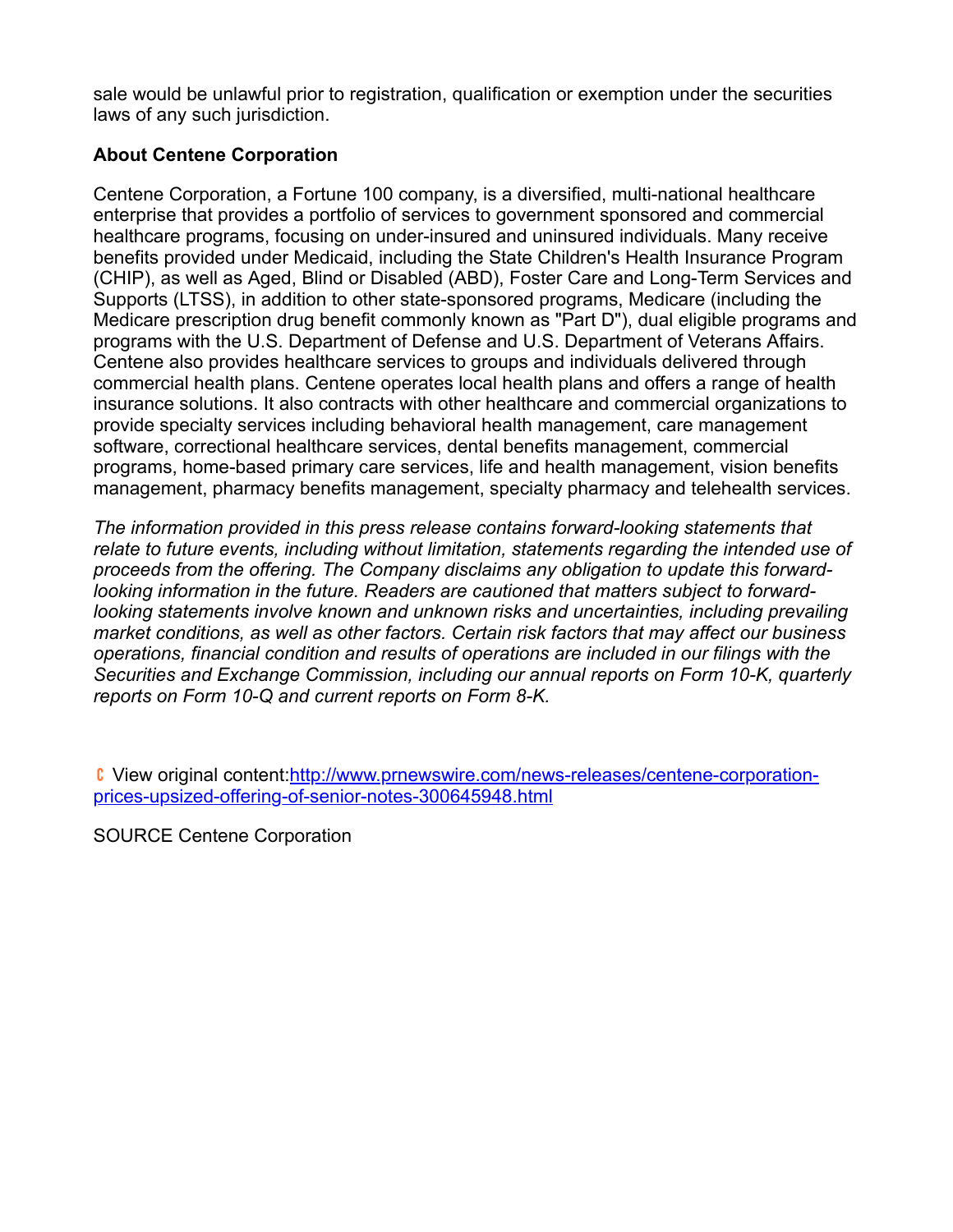sale would be unlawful prior to registration, qualification or exemption under the securities laws of any such jurisdiction.

**About Centene Corporation**

Centene Corporation, a Fortune 100 company, is a diversified, multi-national healthcare enterprise that provides a portfolio of services to government sponsored and commercial healthcare programs, focusing on under-insured and uninsured individuals. Many receive benefits provided under Medicaid, including the State Children's Health Insurance Program (CHIP), as well as Aged, Blind or Disabled (ABD), Foster Care and Long-Term Services and Supports (LTSS), in addition to other state-sponsored programs, Medicare (including the Medicare prescription drug benefit commonly known as "Part D"), dual eligible programs and programs with the U.S. Department of Defense and U.S. Department of Veterans Affairs. Centene also provides healthcare services to groups and individuals delivered through commercial health plans. Centene operates local health plans and offers a range of health insurance solutions. It also contracts with other healthcare and commercial organizations to provide specialty services including behavioral health management, care management software, correctional healthcare services, dental benefits management, commercial programs, home-based primary care services, life and health management, vision benefits management, pharmacy benefits management, specialty pharmacy and telehealth services.

*The information provided in this press release contains forward-looking statements that relate to future events, including without limitation, statements regarding the intended use of proceeds from the offering. The Company disclaims any obligation to update this forward-looking information in the future. Readers are cautioned that matters subject to forward-looking statements involve known and unknown risks and uncertainties, including prevailing market conditions, as well as other factors. Certain risk factors that may affect our business operations, financial condition and results of operations are included in our filings with the Securities and Exchange Commission, including our annual reports on Form 10-K, quarterly reports on Form 10-Q and current reports on Form 8-K.*

View original content:[http://www.prnewswire.com/news-releases/centene-corporation-prices-upsized-offering-of-senior-notes-300645948.html](http://www.prnewswire.com/news-releases/centene-corporation-prices-upsized-offering-of-senior-notes-300645948.html)

SOURCE Centene Corporation